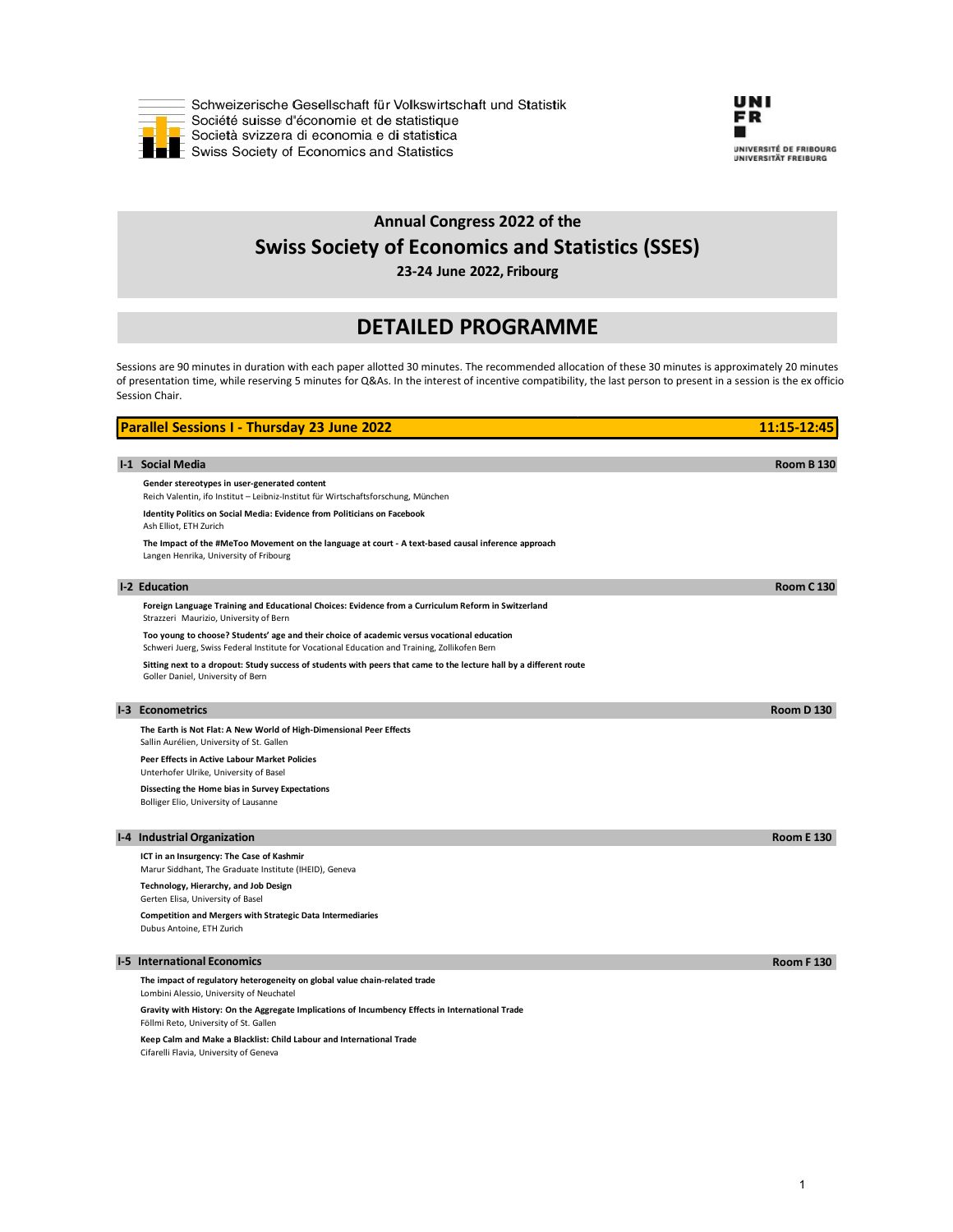Schweizerische Gesellschaft für Volkswirtschaft und Statistik
Société suisse d'économie et de statistique
Società svizzera di economia e di statistica
Swiss Society of Economics and Statistics

UNI FR
UNIVERSITÉ DE FRIBOURG
UNIVERSITÄT FREIBURG

# Annual Congress 2022 of the Swiss Society of Economics and Statistics (SSES)

**23-24 June 2022, Fribourg**

# DETAILED PROGRAMME

Sessions are 90 minutes in duration with each paper allotted 30 minutes. The recommended allocation of these 30 minutes is approximately 20 minutes of presentation time, while reserving 5 minutes for Q&As. In the interest of incentive compatibility, the last person to present in a session is the ex officio Session Chair.

## Parallel Sessions I - Thursday 23 June 2022 — 11:15-12:45

### I-1 Social Media — Room B 130

**Gender stereotypes in user-generated content**
Reich Valentin, ifo Institut – Leibniz-Institut für Wirtschaftsforschung, München

**Identity Politics on Social Media: Evidence from Politicians on Facebook**
Ash Elliot, ETH Zurich

**The Impact of the #MeToo Movement on the language at court - A text-based causal inference approach**
Langen Henrika, University of Fribourg

### I-2 Education — Room C 130

**Foreign Language Training and Educational Choices: Evidence from a Curriculum Reform in Switzerland**
Strazzeri Maurizio, University of Bern

**Too young to choose? Students' age and their choice of academic versus vocational education**
Schweri Juerg, Swiss Federal Institute for Vocational Education and Training, Zollikofen Bern

**Sitting next to a dropout: Study success of students with peers that came to the lecture hall by a different route**
Goller Daniel, University of Bern

### I-3 Econometrics — Room D 130

**The Earth is Not Flat: A New World of High-Dimensional Peer Effects**
Sallin Aurélien, University of St. Gallen

**Peer Effects in Active Labour Market Policies**
Unterhofer Ulrike, University of Basel

**Dissecting the Home bias in Survey Expectations**
Bolliger Elio, University of Lausanne

### I-4 Industrial Organization — Room E 130

**ICT in an Insurgency: The Case of Kashmir**
Marur Siddhant, The Graduate Institute (IHEID), Geneva

**Technology, Hierarchy, and Job Design**
Gerten Elisa, University of Basel

**Competition and Mergers with Strategic Data Intermediaries**
Dubus Antoine, ETH Zurich

### I-5 International Economics — Room F 130

**The impact of regulatory heterogeneity on global value chain-related trade**
Lombini Alessio, University of Neuchatel

**Gravity with History: On the Aggregate Implications of Incumbency Effects in International Trade**
Föllmi Reto, University of St. Gallen

**Keep Calm and Make a Blacklist: Child Labour and International Trade**
Cifarelli Flavia, University of Geneva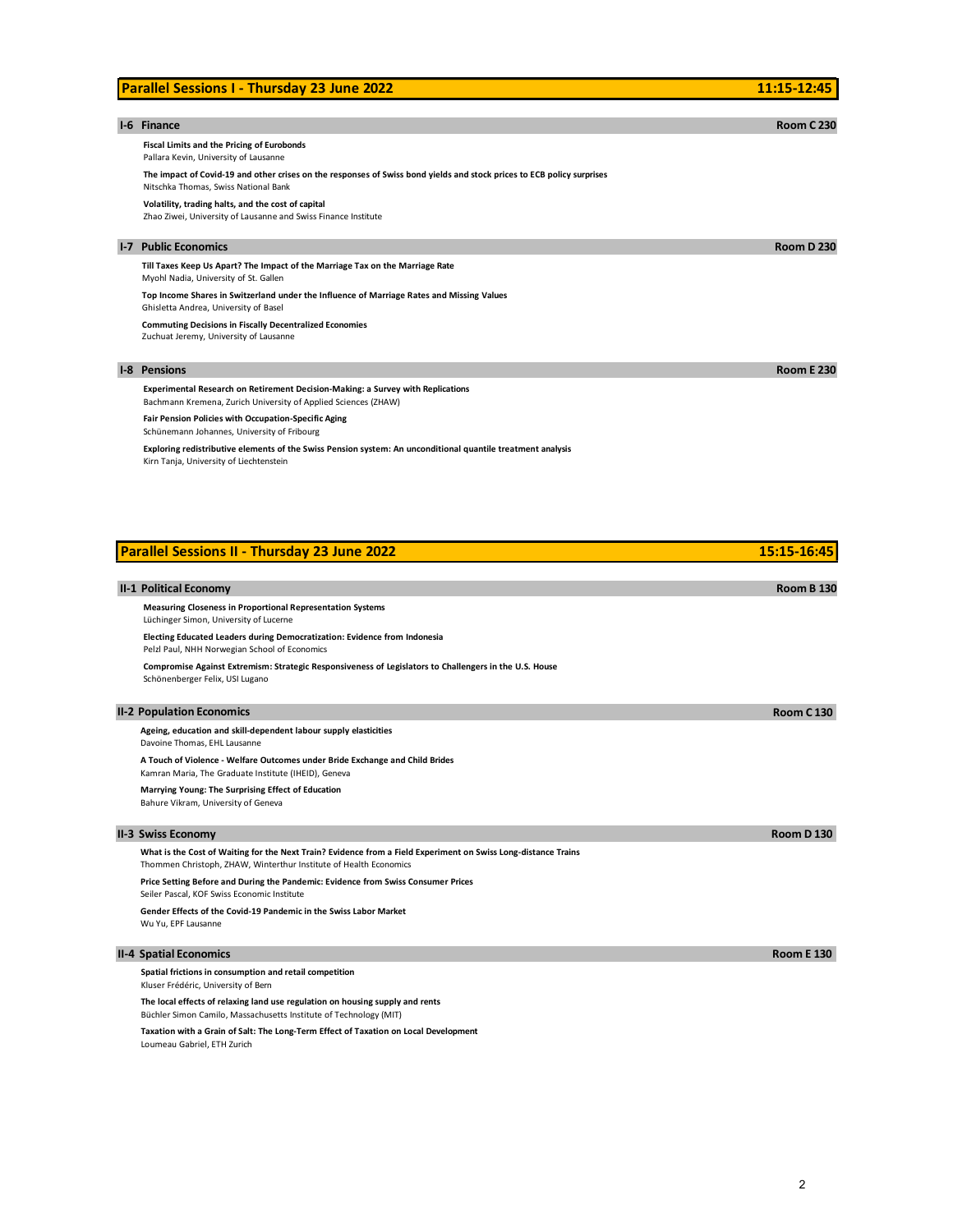## Parallel Sessions I - Thursday 23 June 2022 — 11:15-12:45

### I-6 Finance — Room C 230

**Fiscal Limits and the Pricing of Eurobonds**
Pallara Kevin, University of Lausanne

**The impact of Covid-19 and other crises on the responses of Swiss bond yields and stock prices to ECB policy surprises**
Nitschka Thomas, Swiss National Bank

**Volatility, trading halts, and the cost of capital**
Zhao Ziwei, University of Lausanne and Swiss Finance Institute

### I-7 Public Economics — Room D 230

**Till Taxes Keep Us Apart? The Impact of the Marriage Tax on the Marriage Rate**
Myohl Nadia, University of St. Gallen

**Top Income Shares in Switzerland under the Influence of Marriage Rates and Missing Values**
Ghisletta Andrea, University of Basel

**Commuting Decisions in Fiscally Decentralized Economies**
Zuchuat Jeremy, University of Lausanne

### I-8 Pensions — Room E 230

**Experimental Research on Retirement Decision-Making: a Survey with Replications**
Bachmann Kremena, Zurich University of Applied Sciences (ZHAW)

**Fair Pension Policies with Occupation-Specific Aging**
Schünemann Johannes, University of Fribourg

**Exploring redistributive elements of the Swiss Pension system: An unconditional quantile treatment analysis**
Kirn Tanja, University of Liechtenstein

## Parallel Sessions II - Thursday 23 June 2022 — 15:15-16:45

### II-1 Political Economy — Room B 130

**Measuring Closeness in Proportional Representation Systems**
Lüchinger Simon, University of Lucerne

**Electing Educated Leaders during Democratization: Evidence from Indonesia**
Pelzl Paul, NHH Norwegian School of Economics

**Compromise Against Extremism: Strategic Responsiveness of Legislators to Challengers in the U.S. House**
Schönenberger Felix, USI Lugano

### II-2 Population Economics — Room C 130

**Ageing, education and skill-dependent labour supply elasticities**
Davoine Thomas, EHL Lausanne

**A Touch of Violence - Welfare Outcomes under Bride Exchange and Child Brides**
Kamran Maria, The Graduate Institute (IHEID), Geneva

**Marrying Young: The Surprising Effect of Education**
Bahure Vikram, University of Geneva

### II-3 Swiss Economy — Room D 130

**What is the Cost of Waiting for the Next Train? Evidence from a Field Experiment on Swiss Long-distance Trains**
Thommen Christoph, ZHAW, Winterthur Institute of Health Economics

**Price Setting Before and During the Pandemic: Evidence from Swiss Consumer Prices**
Seiler Pascal, KOF Swiss Economic Institute

**Gender Effects of the Covid-19 Pandemic in the Swiss Labor Market**
Wu Yu, EPF Lausanne

### II-4 Spatial Economics — Room E 130

**Spatial frictions in consumption and retail competition**
Kluser Frédéric, University of Bern

**The local effects of relaxing land use regulation on housing supply and rents**
Büchler Simon Camilo, Massachusetts Institute of Technology (MIT)

**Taxation with a Grain of Salt: The Long-Term Effect of Taxation on Local Development**
Loumeau Gabriel, ETH Zurich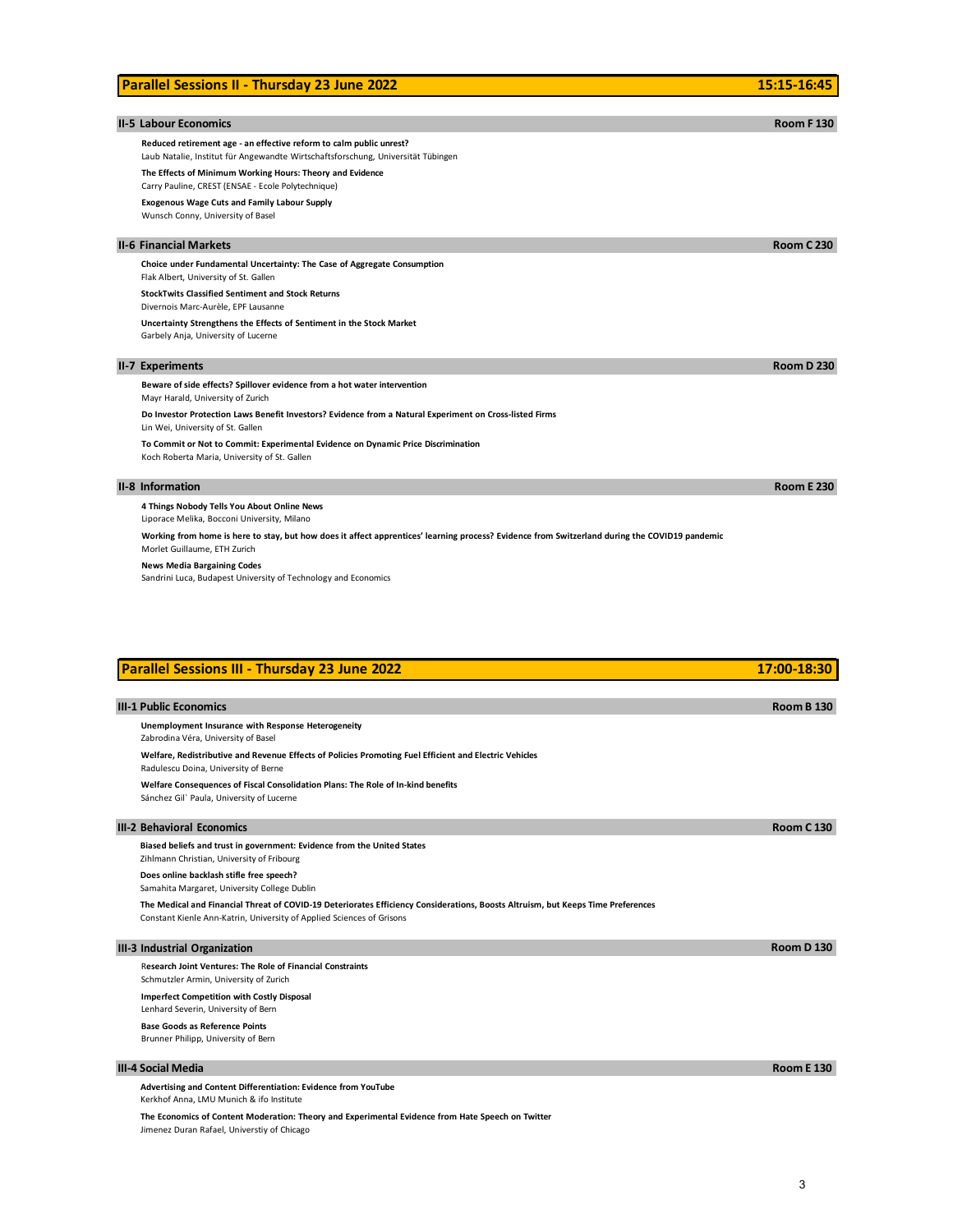## Parallel Sessions II - Thursday 23 June 2022 — 15:15-16:45

### II-5 Labour Economics — Room F 130

**Reduced retirement age - an effective reform to calm public unrest?**
Laub Natalie, Institut für Angewandte Wirtschaftsforschung, Universität Tübingen

**The Effects of Minimum Working Hours: Theory and Evidence**
Carry Pauline, CREST (ENSAE - Ecole Polytechnique)

**Exogenous Wage Cuts and Family Labour Supply**
Wunsch Conny, University of Basel

### II-6 Financial Markets — Room C 230

**Choice under Fundamental Uncertainty: The Case of Aggregate Consumption**
Flak Albert, University of St. Gallen

**StockTwits Classified Sentiment and Stock Returns**
Divernois Marc-Aurèle, EPF Lausanne

**Uncertainty Strengthens the Effects of Sentiment in the Stock Market**
Garbely Anja, University of Lucerne

### II-7 Experiments — Room D 230

**Beware of side effects? Spillover evidence from a hot water intervention**
Mayr Harald, University of Zurich

**Do Investor Protection Laws Benefit Investors? Evidence from a Natural Experiment on Cross-listed Firms**
Lin Wei, University of St. Gallen

**To Commit or Not to Commit: Experimental Evidence on Dynamic Price Discrimination**
Koch Roberta Maria, University of St. Gallen

### II-8 Information — Room E 230

**4 Things Nobody Tells You About Online News**
Liporace Melika, Bocconi University, Milano

**Working from home is here to stay, but how does it affect apprentices' learning process? Evidence from Switzerland during the COVID19 pandemic**
Morlet Guillaume, ETH Zurich

**News Media Bargaining Codes**
Sandrini Luca, Budapest University of Technology and Economics

## Parallel Sessions III - Thursday 23 June 2022 — 17:00-18:30

### III-1 Public Economics — Room B 130

**Unemployment Insurance with Response Heterogeneity**
Zabrodina Véra, University of Basel

**Welfare, Redistributive and Revenue Effects of Policies Promoting Fuel Efficient and Electric Vehicles**
Radulescu Doina, University of Berne

**Welfare Consequences of Fiscal Consolidation Plans: The Role of In-kind benefits**
Sánchez Gil` Paula, University of Lucerne

### III-2 Behavioral Economics — Room C 130

**Biased beliefs and trust in government: Evidence from the United States**
Zihlmann Christian, University of Fribourg

**Does online backlash stifle free speech?**
Samahita Margaret, University College Dublin

**The Medical and Financial Threat of COVID-19 Deteriorates Efficiency Considerations, Boosts Altruism, but Keeps Time Preferences**
Constant Kienle Ann-Katrin, University of Applied Sciences of Grisons

### III-3 Industrial Organization — Room D 130

**Research Joint Ventures: The Role of Financial Constraints**
Schmutzler Armin, University of Zurich

**Imperfect Competition with Costly Disposal**
Lenhard Severin, University of Bern

**Base Goods as Reference Points**
Brunner Philipp, University of Bern

### III-4 Social Media — Room E 130

**Advertising and Content Differentiation: Evidence from YouTube**
Kerkhof Anna, LMU Munich & ifo Institute

**The Economics of Content Moderation: Theory and Experimental Evidence from Hate Speech on Twitter**
Jimenez Duran Rafael, Universtiy of Chicago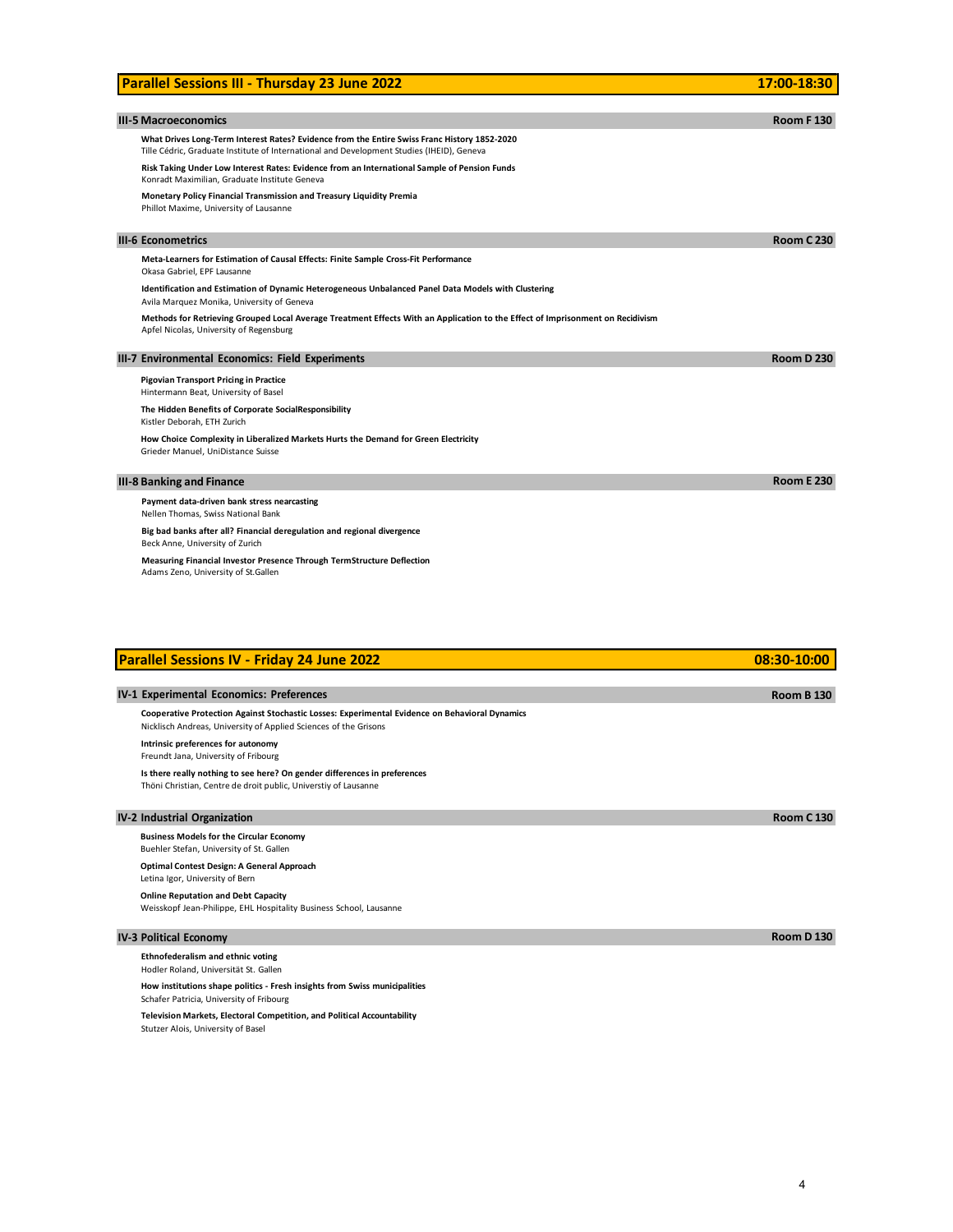## Parallel Sessions III - Thursday 23 June 2022 — 17:00-18:30

### III-5 Macroeconomics — Room F 130

**What Drives Long-Term Interest Rates? Evidence from the Entire Swiss Franc History 1852-2020**
Tille Cédric, Graduate Institute of International and Development Studies (IHEID), Geneva

**Risk Taking Under Low Interest Rates: Evidence from an International Sample of Pension Funds**
Konradt Maximilian, Graduate Institute Geneva

**Monetary Policy Financial Transmission and Treasury Liquidity Premia**
Phillot Maxime, University of Lausanne

### III-6 Econometrics — Room C 230

**Meta-Learners for Estimation of Causal Effects: Finite Sample Cross-Fit Performance**
Okasa Gabriel, EPF Lausanne

**Identification and Estimation of Dynamic Heterogeneous Unbalanced Panel Data Models with Clustering**
Avila Marquez Monika, University of Geneva

**Methods for Retrieving Grouped Local Average Treatment Effects With an Application to the Effect of Imprisonment on Recidivism**
Apfel Nicolas, University of Regensburg

### III-7 Environmental Economics: Field Experiments — Room D 230

**Pigovian Transport Pricing in Practice**
Hintermann Beat, University of Basel

**The Hidden Benefits of Corporate SocialResponsibility**
Kistler Deborah, ETH Zurich

**How Choice Complexity in Liberalized Markets Hurts the Demand for Green Electricity**
Grieder Manuel, UniDistance Suisse

### III-8 Banking and Finance — Room E 230

**Payment data-driven bank stress nearcasting**
Nellen Thomas, Swiss National Bank

**Big bad banks after all? Financial deregulation and regional divergence**
Beck Anne, University of Zurich

**Measuring Financial Investor Presence Through TermStructure Deflection**
Adams Zeno, University of St.Gallen

## Parallel Sessions IV - Friday 24 June 2022 — 08:30-10:00

### IV-1 Experimental Economics: Preferences — Room B 130

**Cooperative Protection Against Stochastic Losses: Experimental Evidence on Behavioral Dynamics**
Nicklisch Andreas, University of Applied Sciences of the Grisons

**Intrinsic preferences for autonomy**
Freundt Jana, University of Fribourg

**Is there really nothing to see here? On gender differences in preferences**
Thöni Christian, Centre de droit public, Universtiy of Lausanne

### IV-2 Industrial Organization — Room C 130

**Business Models for the Circular Economy**
Buehler Stefan, University of St. Gallen

**Optimal Contest Design: A General Approach**
Letina Igor, University of Bern

**Online Reputation and Debt Capacity**
Weisskopf Jean-Philippe, EHL Hospitality Business School, Lausanne

### IV-3 Political Economy — Room D 130

**Ethnofederalism and ethnic voting**
Hodler Roland, Universität St. Gallen

**How institutions shape politics - Fresh insights from Swiss municipalities**
Schafer Patricia, University of Fribourg

**Television Markets, Electoral Competition, and Political Accountability**
Stutzer Alois, University of Basel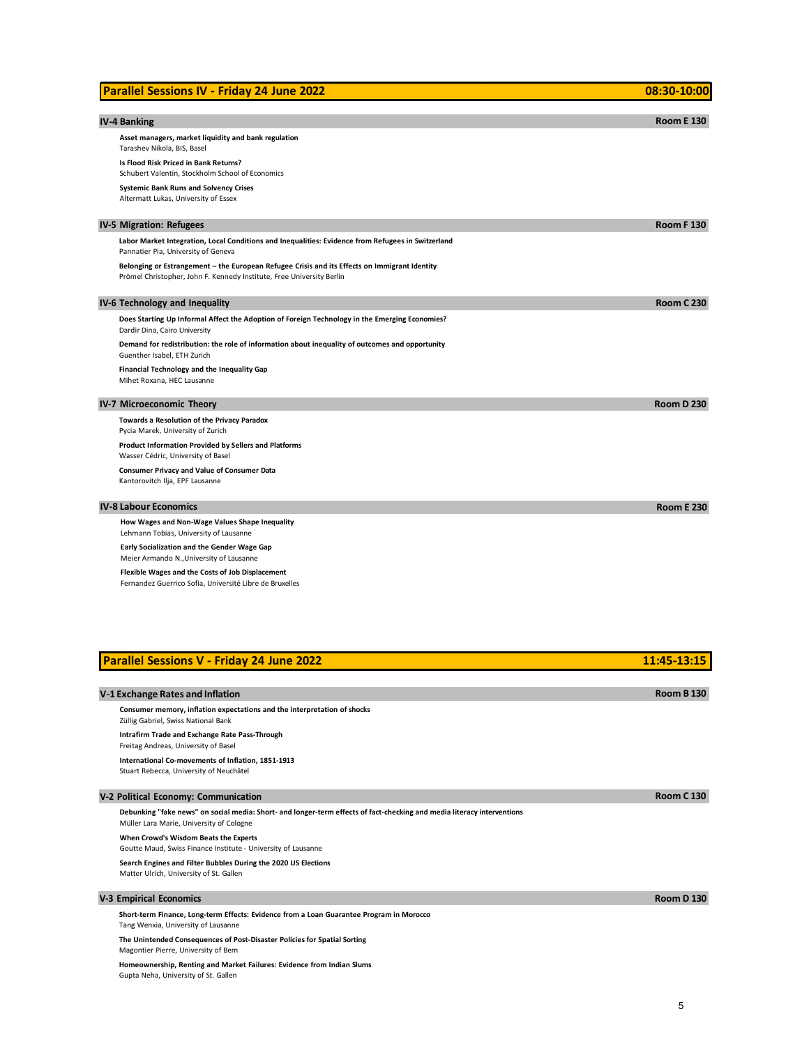## Parallel Sessions IV - Friday 24 June 2022 — 08:30-10:00

### IV-4 Banking — Room E 130

**Asset managers, market liquidity and bank regulation**
Tarashev Nikola, BIS, Basel

**Is Flood Risk Priced in Bank Returns?**
Schubert Valentin, Stockholm School of Economics

**Systemic Bank Runs and Solvency Crises**
Altermatt Lukas, University of Essex

### IV-5 Migration: Refugees — Room F 130

**Labor Market Integration, Local Conditions and Inequalities: Evidence from Refugees in Switzerland**
Pannatier Pia, University of Geneva

**Belonging or Estrangement – the European Refugee Crisis and its Effects on Immigrant Identity**
Prömel Christopher, John F. Kennedy Institute, Free University Berlin

### IV-6 Technology and Inequality — Room C 230

**Does Starting Up Informal Affect the Adoption of Foreign Technology in the Emerging Economies?**
Dardir Dina, Cairo University

**Demand for redistribution: the role of information about inequality of outcomes and opportunity**
Guenther Isabel, ETH Zurich

**Financial Technology and the Inequality Gap**
Mihet Roxana, HEC Lausanne

### IV-7 Microeconomic Theory — Room D 230

**Towards a Resolution of the Privacy Paradox**
Pycia Marek, University of Zurich

**Product Information Provided by Sellers and Platforms**
Wasser Cédric, University of Basel

**Consumer Privacy and Value of Consumer Data**
Kantorovitch Ilja, EPF Lausanne

### IV-8 Labour Economics — Room E 230

**How Wages and Non-Wage Values Shape Inequality**
Lehmann Tobias, University of Lausanne

**Early Socialization and the Gender Wage Gap**
Meier Armando N.,University of Lausanne

**Flexible Wages and the Costs of Job Displacement**
Fernandez Guerrico Sofia, Université Libre de Bruxelles

## Parallel Sessions V - Friday 24 June 2022 — 11:45-13:15

### V-1 Exchange Rates and Inflation — Room B 130

**Consumer memory, inflation expectations and the interpretation of shocks**
Züllig Gabriel, Swiss National Bank

**Intrafirm Trade and Exchange Rate Pass-Through**
Freitag Andreas, University of Basel

**International Co-movements of Inflation, 1851-1913**
Stuart Rebecca, University of Neuchâtel

### V-2 Political Economy: Communication — Room C 130

**Debunking "fake news" on social media: Short- and longer-term effects of fact-checking and media literacy interventions**
Müller Lara Marie, University of Cologne

**When Crowd's Wisdom Beats the Experts**
Goutte Maud, Swiss Finance Institute - University of Lausanne

**Search Engines and Filter Bubbles During the 2020 US Elections**
Matter Ulrich, University of St. Gallen

### V-3 Empirical Economics — Room D 130

**Short-term Finance, Long-term Effects: Evidence from a Loan Guarantee Program in Morocco**
Tang Wenxia, University of Lausanne

**The Unintended Consequences of Post-Disaster Policies for Spatial Sorting**
Magontier Pierre, University of Bern

**Homeownership, Renting and Market Failures: Evidence from Indian Slums**
Gupta Neha, University of St. Gallen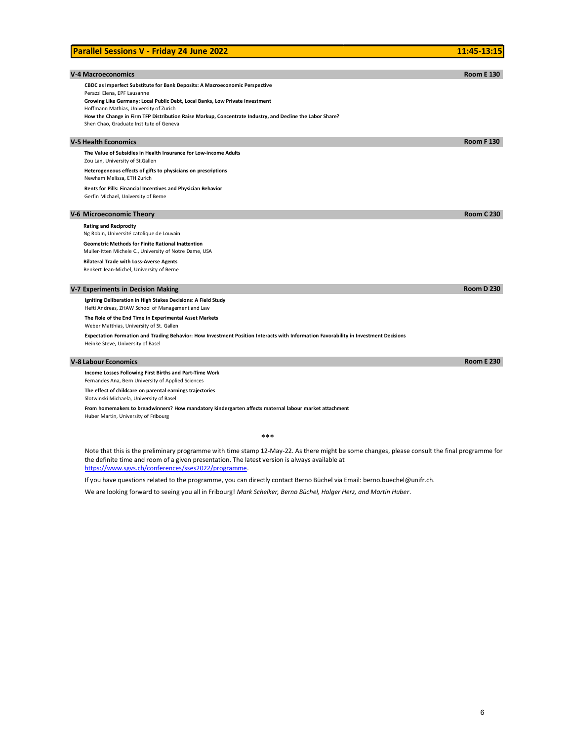## Parallel Sessions V - Friday 24 June 2022 — 11:45-13:15

### V-4 Macroeconomics — Room E 130

**CBDC as Imperfect Substitute for Bank Deposits: A Macroeconomic Perspective**
Perazzi Elena, EPF Lausanne

**Growing Like Germany: Local Public Debt, Local Banks, Low Private Investment**
Hoffmann Mathias, University of Zurich

**How the Change in Firm TFP Distribution Raise Markup, Concentrate Industry, and Decline the Labor Share?**
Shen Chao, Graduate Institute of Geneva

### V-5 Health Economics — Room F 130

**The Value of Subsidies in Health Insurance for Low-income Adults**
Zou Lan, University of St.Gallen

**Heterogeneous effects of gifts to physicians on prescriptions**
Newham Melissa, ETH Zurich

**Rents for Pills: Financial Incentives and Physician Behavior**
Gerfin Michael, University of Berne

### V-6 Microeconomic Theory — Room C 230

**Rating and Reciprocity**
Ng Robin, Université catolique de Louvain

**Geometric Methods for Finite Rational Inattention**
Muller-Itten Michele C., University of Notre Dame, USA

**Bilateral Trade with Loss-Averse Agents**
Benkert Jean-Michel, University of Berne

### V-7 Experiments in Decision Making — Room D 230

**Igniting Deliberation in High Stakes Decisions: A Field Study**
Hefti Andreas, ZHAW School of Management and Law

**The Role of the End Time in Experimental Asset Markets**
Weber Matthias, University of St. Gallen

**Expectation Formation and Trading Behavior: How Investment Position Interacts with Information Favorability in Investment Decisions**
Heinke Steve, University of Basel

### V-8 Labour Economics — Room E 230

**Income Losses Following First Births and Part-Time Work**
Fernandes Ana, Bern University of Applied Sciences

**The effect of childcare on parental earnings trajectories**
Slotwinski Michaela, University of Basel

**From homemakers to breadwinners? How mandatory kindergarten affects maternal labour market attachment**
Huber Martin, University of Fribourg

***

Note that this is the preliminary programme with time stamp 12-May-22. As there might be some changes, please consult the final programme for the definite time and room of a given presentation. The latest version is always available at https://www.sgvs.ch/conferences/sses2022/programme.

If you have questions related to the programme, you can directly contact Berno Büchel via Email: berno.buechel@unifr.ch.

We are looking forward to seeing you all in Fribourg! *Mark Schelker, Berno Büchel, Holger Herz, and Martin Huber*.